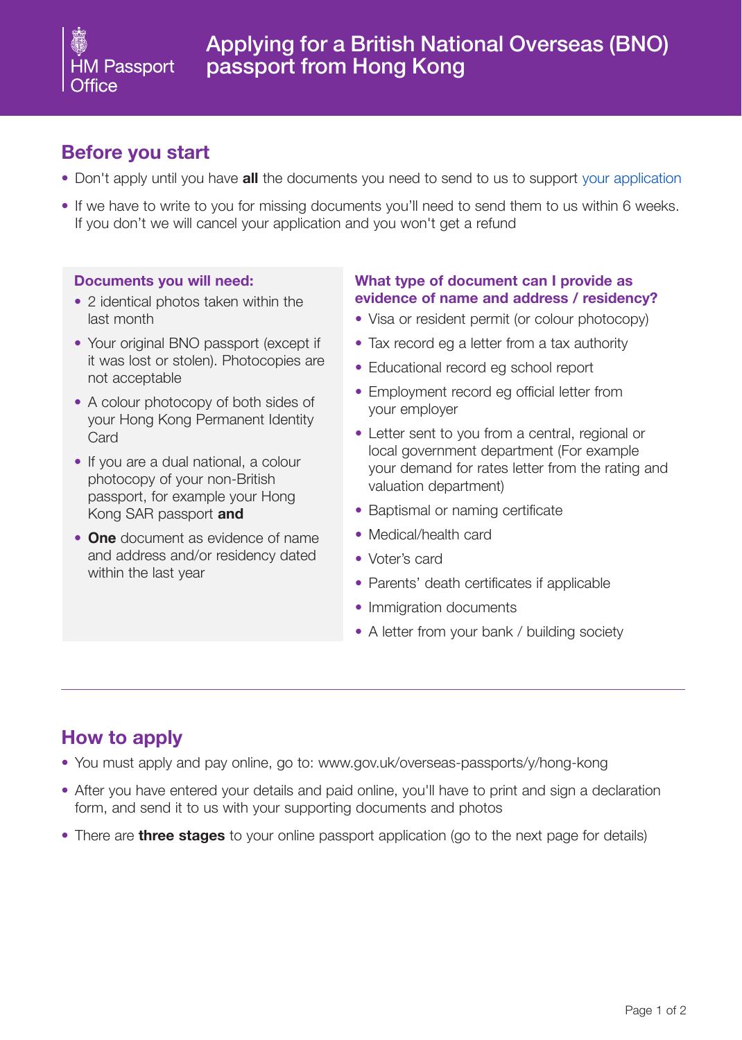HM Passport Office

# Applying for a British National Overseas (BNO) passport from Hong Kong

## Before you start

- Don't apply until you have **all** the documents you need to send to us to support your application
- If we have to write to you for missing documents you'll need to send them to us within 6 weeks. If you don't we will cancel your application and you won't get a refund

### Documents you will need:

- 2 identical photos taken within the last month
- Your original BNO passport (except if it was lost or stolen). Photocopies are not acceptable
- A colour photocopy of both sides of your Hong Kong Permanent Identity Card
- If you are a dual national, a colour photocopy of your non-British passport, for example your Hong Kong SAR passport **and**
- **One** document as evidence of name and address and/or residency dated within the last year

### What type of document can I provide as evidence of name and address / residency?

- Visa or resident permit (or colour photocopy)
- Tax record eg a letter from a tax authority
- Educational record eg school report
- Employment record eg official letter from your employer
- Letter sent to you from a central, regional or local government department (For example your demand for rates letter from the rating and valuation department)
- Baptismal or naming certificate
- Medical/health card
- Voter's card
- Parents' death certificates if applicable
- Immigration documents
- A letter from your bank / building society

## How to apply

- You must apply and pay online, go to: www.gov.uk/overseas-passports/y/hong-kong
- After you have entered your details and paid online, you'll have to print and sign a declaration form, and send it to us with your supporting documents and photos
- There are **three stages** to your online passport application (go to the next page for details)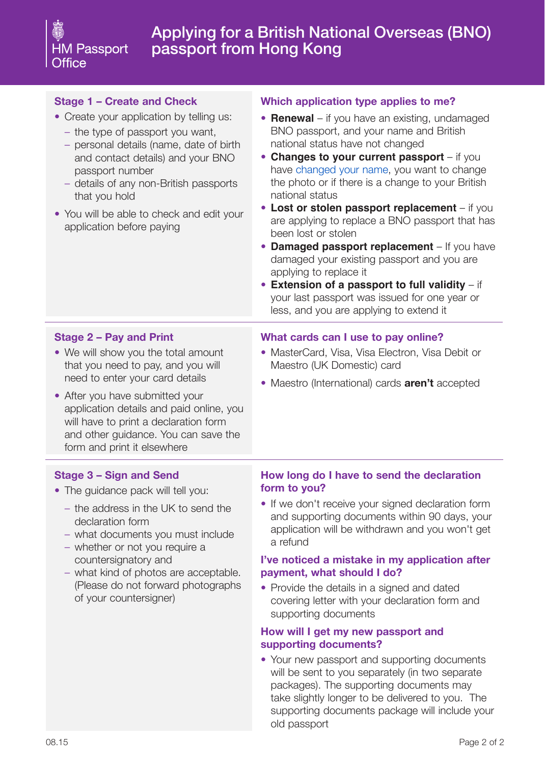# Applying for a British National Overseas (BNO) passport from Hong Kong

## Stage 1 – Create and Check

- Create your application by telling us:
  - the type of passport you want,
  - personal details (name, date of birth and contact details) and your BNO passport number
  - details of any non-British passports that you hold
- You will be able to check and edit your application before paying

## Which application type applies to me?

- **Renewal** – if you have an existing, undamaged BNO passport, and your name and British national status have not changed
- **Changes to your current passport** – if you have changed your name, you want to change the photo or if there is a change to your British national status
- **Lost or stolen passport replacement** – if you are applying to replace a BNO passport that has been lost or stolen
- **Damaged passport replacement** – If you have damaged your existing passport and you are applying to replace it
- **Extension of a passport to full validity** – if your last passport was issued for one year or less, and you are applying to extend it

## Stage 2 – Pay and Print

- We will show you the total amount that you need to pay, and you will need to enter your card details
- After you have submitted your application details and paid online, you will have to print a declaration form and other guidance. You can save the form and print it elsewhere

## What cards can I use to pay online?

- MasterCard, Visa, Visa Electron, Visa Debit or Maestro (UK Domestic) card
- Maestro (International) cards **aren't** accepted

## Stage 3 – Sign and Send

- The guidance pack will tell you:
  - the address in the UK to send the declaration form
  - what documents you must include
  - whether or not you require a countersignatory and
  - what kind of photos are acceptable. (Please do not forward photographs of your countersigner)

## How long do I have to send the declaration form to you?

- If we don't receive your signed declaration form and supporting documents within 90 days, your application will be withdrawn and you won't get a refund

## I've noticed a mistake in my application after payment, what should I do?

- Provide the details in a signed and dated covering letter with your declaration form and supporting documents

## How will I get my new passport and supporting documents?

- Your new passport and supporting documents will be sent to you separately (in two separate packages). The supporting documents may take slightly longer to be delivered to you. The supporting documents package will include your old passport

08.15